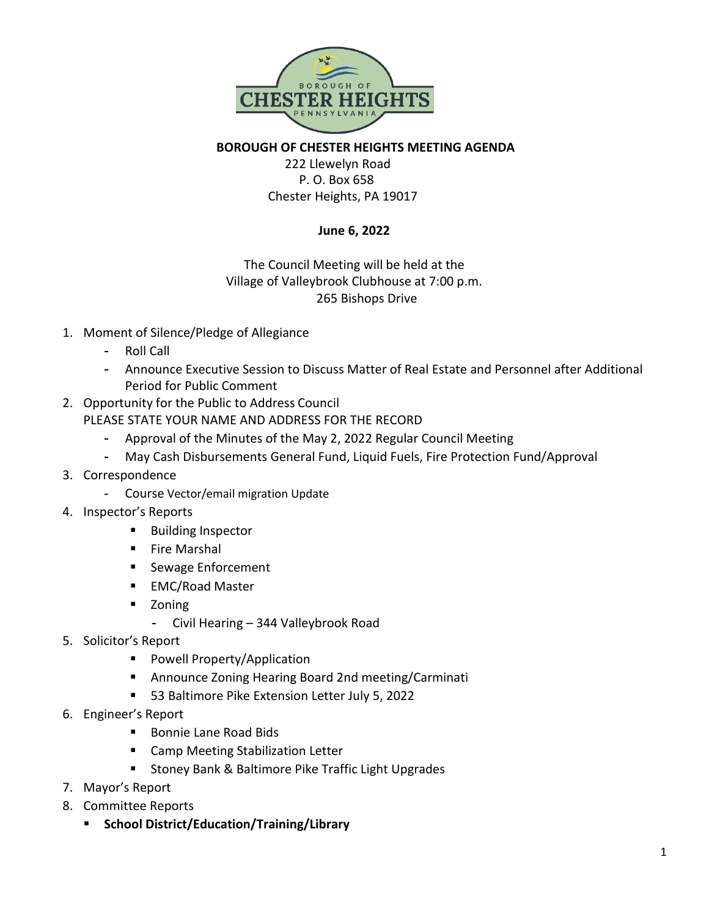**BOROUGH OF CHESTER HEIGHTS MEETING AGENDA**

222 Llewelyn Road
P. O. Box 658
Chester Heights, PA 19017

**June 6, 2022**

The Council Meeting will be held at the
Village of Valleybrook Clubhouse at 7:00 p.m.
265 Bishops Drive

1. Moment of Silence/Pledge of Allegiance
   - Roll Call
   - Announce Executive Session to Discuss Matter of Real Estate and Personnel after Additional Period for Public Comment
2. Opportunity for the Public to Address Council
   PLEASE STATE YOUR NAME AND ADDRESS FOR THE RECORD
   - Approval of the Minutes of the May 2, 2022 Regular Council Meeting
   - May Cash Disbursements General Fund, Liquid Fuels, Fire Protection Fund/Approval
3. Correspondence
   - Course Vector/email migration Update
4. Inspector's Reports
   - Building Inspector
   - Fire Marshal
   - Sewage Enforcement
   - EMC/Road Master
   - Zoning
     - Civil Hearing – 344 Valleybrook Road
5. Solicitor's Report
   - Powell Property/Application
   - Announce Zoning Hearing Board 2nd meeting/Carminati
   - 53 Baltimore Pike Extension Letter July 5, 2022
6. Engineer's Report
   - Bonnie Lane Road Bids
   - Camp Meeting Stabilization Letter
   - Stoney Bank & Baltimore Pike Traffic Light Upgrades
7. Mayor's Report
8. Committee Reports
   - **School District/Education/Training/Library**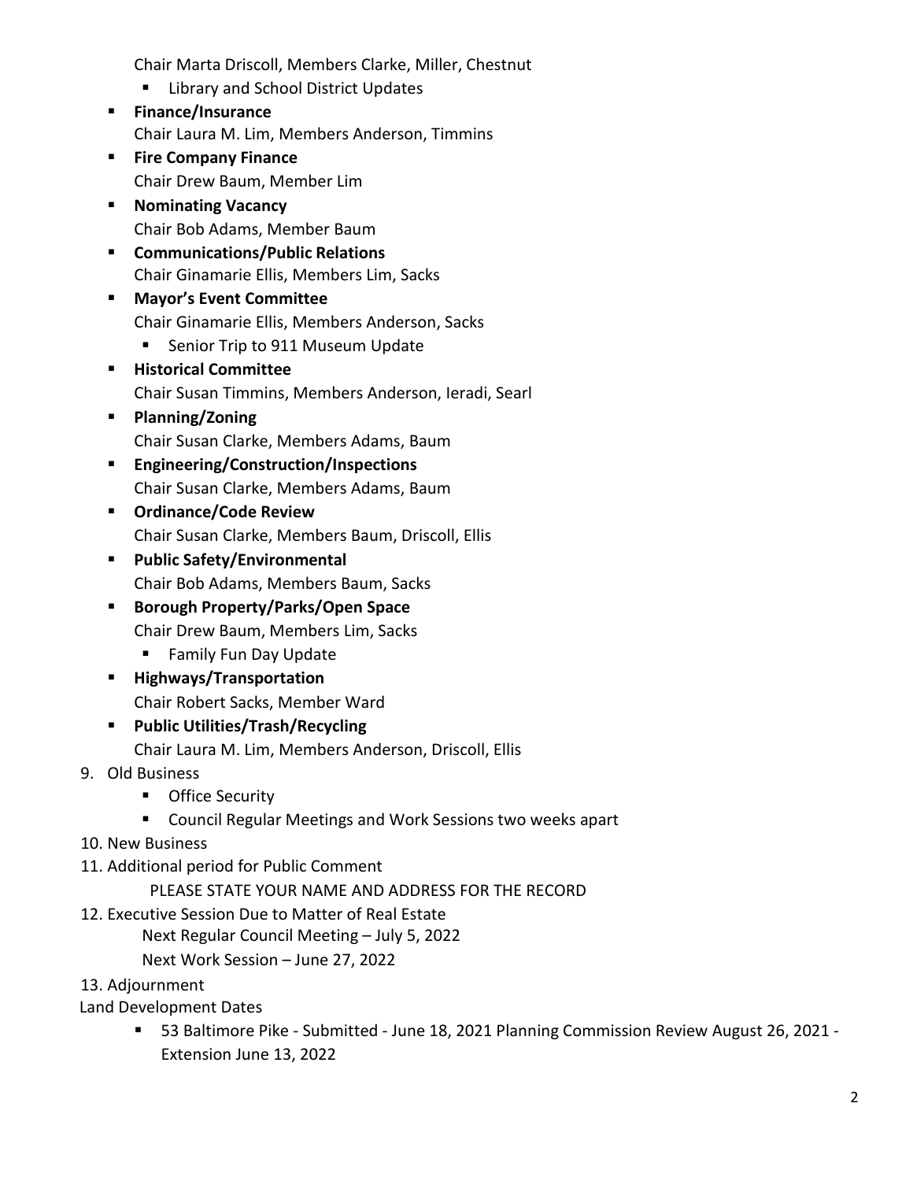Chair Marta Driscoll, Members Clarke, Miller, Chestnut

  - Library and School District Updates

- **Finance/Insurance**
  Chair Laura M. Lim, Members Anderson, Timmins
- **Fire Company Finance**
  Chair Drew Baum, Member Lim
- **Nominating Vacancy**
  Chair Bob Adams, Member Baum
- **Communications/Public Relations**
  Chair Ginamarie Ellis, Members Lim, Sacks
- **Mayor's Event Committee**
  Chair Ginamarie Ellis, Members Anderson, Sacks
  - Senior Trip to 911 Museum Update
- **Historical Committee**
  Chair Susan Timmins, Members Anderson, Ieradi, Searl
- **Planning/Zoning**
  Chair Susan Clarke, Members Adams, Baum
- **Engineering/Construction/Inspections**
  Chair Susan Clarke, Members Adams, Baum
- **Ordinance/Code Review**
  Chair Susan Clarke, Members Baum, Driscoll, Ellis
- **Public Safety/Environmental**
  Chair Bob Adams, Members Baum, Sacks
- **Borough Property/Parks/Open Space**
  Chair Drew Baum, Members Lim, Sacks
  - Family Fun Day Update
- **Highways/Transportation**
  Chair Robert Sacks, Member Ward
- **Public Utilities/Trash/Recycling**
  Chair Laura M. Lim, Members Anderson, Driscoll, Ellis

9. Old Business
   - Office Security
   - Council Regular Meetings and Work Sessions two weeks apart
10. New Business
11. Additional period for Public Comment

    PLEASE STATE YOUR NAME AND ADDRESS FOR THE RECORD
12. Executive Session Due to Matter of Real Estate

    Next Regular Council Meeting – July 5, 2022

    Next Work Session – June 27, 2022
13. Adjournment

Land Development Dates

- 53 Baltimore Pike - Submitted - June 18, 2021 Planning Commission Review August 26, 2021 - Extension June 13, 2022